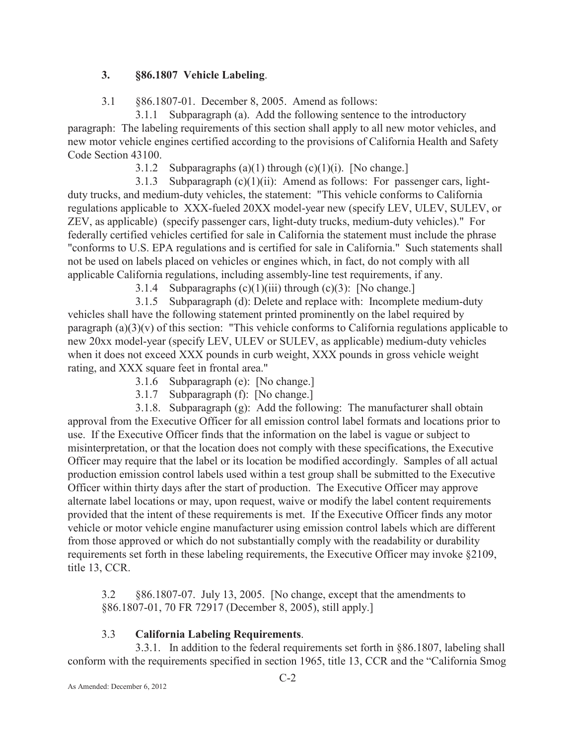### 3. §86.1807 Vehicle Labeling.

3.1 §86.1807-01. December 8, 2005. Amend as follows:

3.1.1 Subparagraph (a). Add the following sentence to the introductory paragraph: The labeling requirements of this section shall apply to all new motor vehicles, and new motor vehicle engines certified according to the provisions of California Health and Safety Code Section 43100.

3.1.2 Subparagraphs (a)(1) through (c)(1)(i). [No change.]

3.1.3 Subparagraph (c)(1)(ii): Amend as follows: For passenger cars, light-duty trucks, and medium-duty vehicles, the statement: "This vehicle conforms to California regulations applicable to XXX-fueled 20XX model-year new (specify LEV, ULEV, SULEV, or ZEV, as applicable) (specify passenger cars, light-duty trucks, medium-duty vehicles)." For federally certified vehicles certified for sale in California the statement must include the phrase "conforms to U.S. EPA regulations and is certified for sale in California." Such statements shall not be used on labels placed on vehicles or engines which, in fact, do not comply with all applicable California regulations, including assembly-line test requirements, if any.

3.1.4 Subparagraphs (c)(1)(iii) through (c)(3): [No change.]

3.1.5 Subparagraph (d): Delete and replace with: Incomplete medium-duty vehicles shall have the following statement printed prominently on the label required by paragraph (a)(3)(v) of this section: "This vehicle conforms to California regulations applicable to new 20xx model-year (specify LEV, ULEV or SULEV, as applicable) medium-duty vehicles when it does not exceed XXX pounds in curb weight, XXX pounds in gross vehicle weight rating, and XXX square feet in frontal area."

3.1.6 Subparagraph (e): [No change.]

3.1.7 Subparagraph (f): [No change.]

3.1.8. Subparagraph (g): Add the following: The manufacturer shall obtain approval from the Executive Officer for all emission control label formats and locations prior to use. If the Executive Officer finds that the information on the label is vague or subject to misinterpretation, or that the location does not comply with these specifications, the Executive Officer may require that the label or its location be modified accordingly. Samples of all actual production emission control labels used within a test group shall be submitted to the Executive Officer within thirty days after the start of production. The Executive Officer may approve alternate label locations or may, upon request, waive or modify the label content requirements provided that the intent of these requirements is met. If the Executive Officer finds any motor vehicle or motor vehicle engine manufacturer using emission control labels which are different from those approved or which do not substantially comply with the readability or durability requirements set forth in these labeling requirements, the Executive Officer may invoke §2109, title 13, CCR.

3.2 §86.1807-07. July 13, 2005. [No change, except that the amendments to §86.1807-01, 70 FR 72917 (December 8, 2005), still apply.]

3.3 **California Labeling Requirements**.

3.3.1. In addition to the federal requirements set forth in §86.1807, labeling shall conform with the requirements specified in section 1965, title 13, CCR and the "California Smog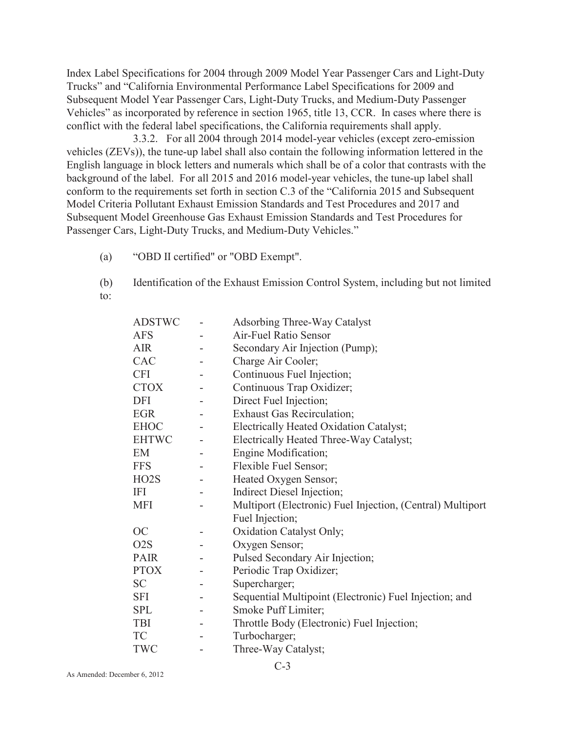Index Label Specifications for 2004 through 2009 Model Year Passenger Cars and Light-Duty Trucks" and "California Environmental Performance Label Specifications for 2009 and Subsequent Model Year Passenger Cars, Light-Duty Trucks, and Medium-Duty Passenger Vehicles" as incorporated by reference in section 1965, title 13, CCR. In cases where there is conflict with the federal label specifications, the California requirements shall apply.

3.3.2. For all 2004 through 2014 model-year vehicles (except zero-emission vehicles (ZEVs)), the tune-up label shall also contain the following information lettered in the English language in block letters and numerals which shall be of a color that contrasts with the background of the label. For all 2015 and 2016 model-year vehicles, the tune-up label shall conform to the requirements set forth in section C.3 of the "California 2015 and Subsequent Model Criteria Pollutant Exhaust Emission Standards and Test Procedures and 2017 and Subsequent Model Greenhouse Gas Exhaust Emission Standards and Test Procedures for Passenger Cars, Light-Duty Trucks, and Medium-Duty Vehicles."

(a) "OBD II certified" or "OBD Exempt".

(b) Identification of the Exhaust Emission Control System, including but not limited to:

| | | |
|---|---|---|
| ADSTWC | - | Adsorbing Three-Way Catalyst |
| AFS | - | Air-Fuel Ratio Sensor |
| AIR | - | Secondary Air Injection (Pump); |
| CAC | - | Charge Air Cooler; |
| CFI | - | Continuous Fuel Injection; |
| CTOX | - | Continuous Trap Oxidizer; |
| DFI | - | Direct Fuel Injection; |
| EGR | - | Exhaust Gas Recirculation; |
| EHOC | - | Electrically Heated Oxidation Catalyst; |
| EHTWC | - | Electrically Heated Three-Way Catalyst; |
| EM | - | Engine Modification; |
| FFS | - | Flexible Fuel Sensor; |
| HO2S | - | Heated Oxygen Sensor; |
| IFI | - | Indirect Diesel Injection; |
| MFI | - | Multiport (Electronic) Fuel Injection, (Central) Multiport Fuel Injection; |
| OC | - | Oxidation Catalyst Only; |
| O2S | - | Oxygen Sensor; |
| PAIR | - | Pulsed Secondary Air Injection; |
| PTOX | - | Periodic Trap Oxidizer; |
| SC | - | Supercharger; |
| SFI | - | Sequential Multipoint (Electronic) Fuel Injection; and |
| SPL | - | Smoke Puff Limiter; |
| TBI | - | Throttle Body (Electronic) Fuel Injection; |
| TC | - | Turbocharger; |
| TWC | - | Three-Way Catalyst; |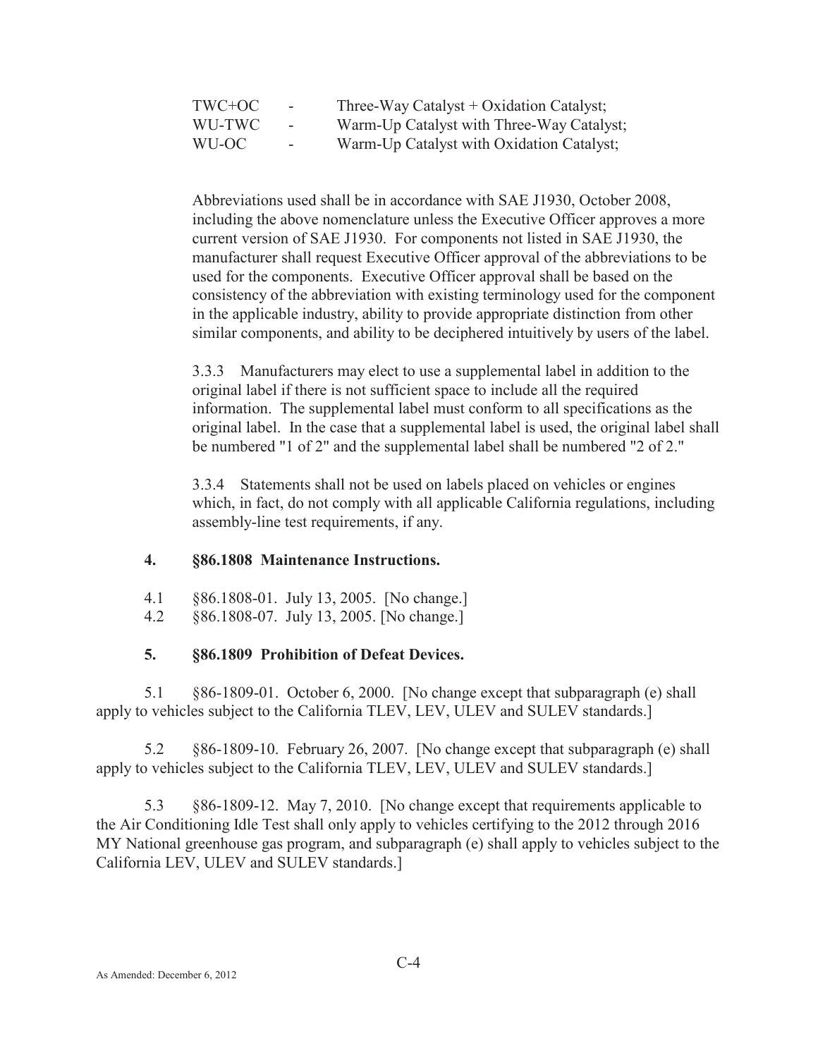| | | |
|---|---|---|
| TWC+OC | - | Three-Way Catalyst + Oxidation Catalyst; |
| WU-TWC | - | Warm-Up Catalyst with Three-Way Catalyst; |
| WU-OC | - | Warm-Up Catalyst with Oxidation Catalyst; |

Abbreviations used shall be in accordance with SAE J1930, October 2008, including the above nomenclature unless the Executive Officer approves a more current version of SAE J1930. For components not listed in SAE J1930, the manufacturer shall request Executive Officer approval of the abbreviations to be used for the components. Executive Officer approval shall be based on the consistency of the abbreviation with existing terminology used for the component in the applicable industry, ability to provide appropriate distinction from other similar components, and ability to be deciphered intuitively by users of the label.

3.3.3 Manufacturers may elect to use a supplemental label in addition to the original label if there is not sufficient space to include all the required information. The supplemental label must conform to all specifications as the original label. In the case that a supplemental label is used, the original label shall be numbered "1 of 2" and the supplemental label shall be numbered "2 of 2."

3.3.4 Statements shall not be used on labels placed on vehicles or engines which, in fact, do not comply with all applicable California regulations, including assembly-line test requirements, if any.

**4. §86.1808 Maintenance Instructions.**

4.1 §86.1808-01. July 13, 2005. [No change.]

4.2 §86.1808-07. July 13, 2005. [No change.]

**5. §86.1809 Prohibition of Defeat Devices.**

5.1 §86-1809-01. October 6, 2000. [No change except that subparagraph (e) shall apply to vehicles subject to the California TLEV, LEV, ULEV and SULEV standards.]

5.2 §86-1809-10. February 26, 2007. [No change except that subparagraph (e) shall apply to vehicles subject to the California TLEV, LEV, ULEV and SULEV standards.]

5.3 §86-1809-12. May 7, 2010. [No change except that requirements applicable to the Air Conditioning Idle Test shall only apply to vehicles certifying to the 2012 through 2016 MY National greenhouse gas program, and subparagraph (e) shall apply to vehicles subject to the California LEV, ULEV and SULEV standards.]